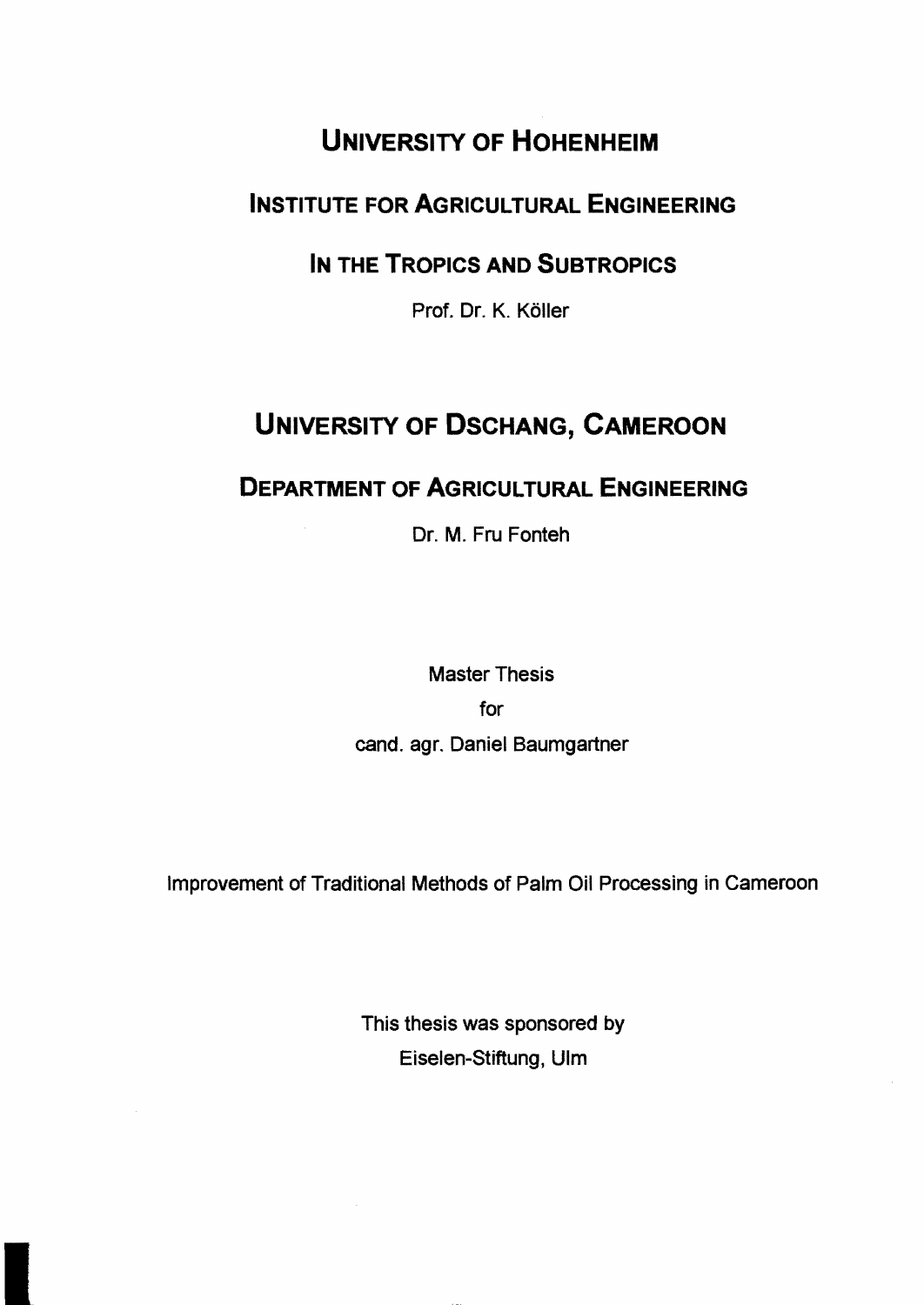# UNIVERSITY OF HOHENHEIM

## INSTITUTE FOR AGRICULTURAL ENGINEERING

## IN THE TROPICS AND SUBTROPICS

Prof. Dr. K. Köller

# UNIVERSITY OF DSCHANG, CAMEROON

## DEPARTMENT OF AGRICULTURAL ENGINEERING

Dr. M. Fru Fonteh

Master Thesis

for

cand. agr. Daniel Baumgartner

Improvement of Traditional Methods of Palm Oil Processing in Cameroon

This thesis was sponsored by

Eiselen-Stiftung, Ulm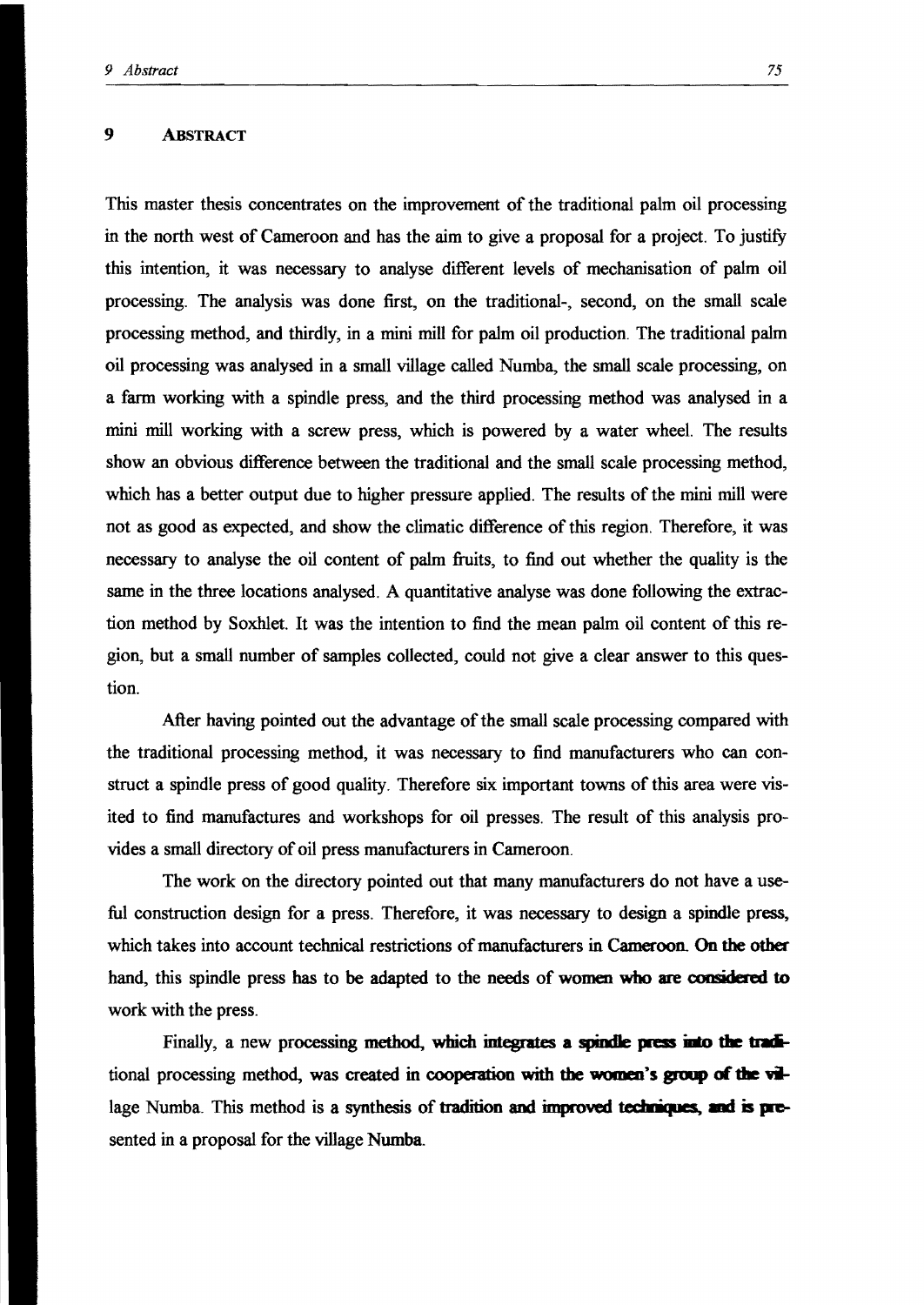## 9 Abstract

This master thesis concentrates on the improvement of the traditional palm oil processing in the north west of Cameroon and has the aim to give a proposal for a project. To justify this intention, it was necessary to analyse different levels of mechanisation of palm oil processing. The analysis was done first, on the traditional-, second, on the small scale processing method, and thirdly, in a mini mill for palm oil production. The traditional palm oil processing was analysed in a small village called Numba, the small scale processing, on a farm working with a spindle press, and the third processing method was analysed in a mini mill working with a screw press, which is powered by a water wheel. The results show an obvious difference between the traditional and the small scale processing method, which has a better output due to higher pressure applied. The results of the mini mill were not as good as expected, and show the climatic difference of this region. Therefore, it was necessary to analyse the oil content of palm fruits, to find out whether the quality is the same in the three locations analysed. A quantitative analyse was done following the extraction method by Soxhlet. It was the intention to find the mean palm oil content of this region, but a small number of samples collected, could not give a clear answer to this question.

After having pointed out the advantage of the small scale processing compared with the traditional processing method, it was necessary to find manufacturers who can construct a spindle press of good quality. Therefore six important towns of this area were visited to find manufactures and workshops for oil presses. The result of this analysis provides a small directory of oil press manufacturers in Cameroon.

The work on the directory pointed out that many manufacturers do not have a useful construction design for a press. Therefore, it was necessary to design a spindle press, which takes into account technical restrictions of manufacturers in Cameroon. On the other hand, this spindle press has to be adapted to the needs of women who are considered to work with the press.

Finally, a new processing method, which integrates a spindle press into the traditional processing method, was created in cooperation with the women's group of the village Numba. This method is a synthesis of tradition and improved techniques, and is presented in a proposal for the village Numba.